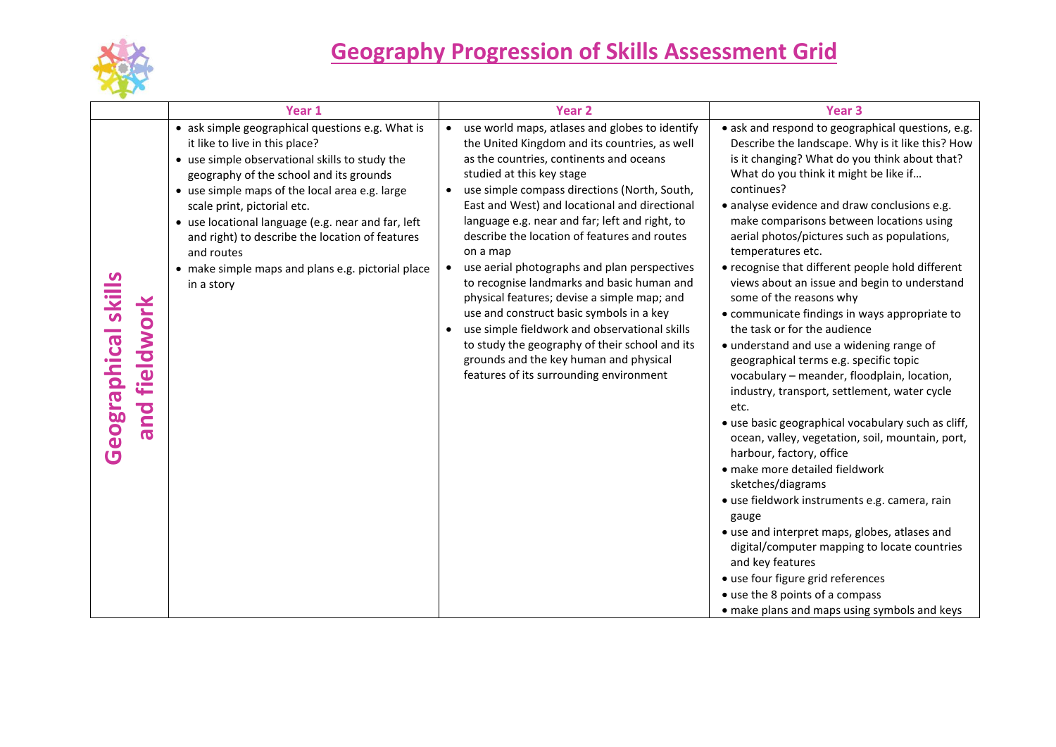# Geography Progression of Skills Assessment Grid

| | Year 1 | Year 2 | Year 3 |
|---|---|---|---|
| **Geographical skills and fieldwork** | • ask simple geographical questions e.g. What is it like to live in this place?<br>• use simple observational skills to study the geography of the school and its grounds<br>• use simple maps of the local area e.g. large scale print, pictorial etc.<br>• use locational language (e.g. near and far, left and right) to describe the location of features and routes<br>• make simple maps and plans e.g. pictorial place in a story | • use world maps, atlases and globes to identify the United Kingdom and its countries, as well as the countries, continents and oceans studied at this key stage<br>• use simple compass directions (North, South, East and West) and locational and directional language e.g. near and far; left and right, to describe the location of features and routes on a map<br>• use aerial photographs and plan perspectives to recognise landmarks and basic human and physical features; devise a simple map; and use and construct basic symbols in a key<br>• use simple fieldwork and observational skills to study the geography of their school and its grounds and the key human and physical features of its surrounding environment | • ask and respond to geographical questions, e.g. Describe the landscape. Why is it like this? How is it changing? What do you think about that? What do you think it might be like if… continues?<br>• analyse evidence and draw conclusions e.g. make comparisons between locations using aerial photos/pictures such as populations, temperatures etc.<br>• recognise that different people hold different views about an issue and begin to understand some of the reasons why<br>• communicate findings in ways appropriate to the task or for the audience<br>• understand and use a widening range of geographical terms e.g. specific topic vocabulary – meander, floodplain, location, industry, transport, settlement, water cycle etc.<br>• use basic geographical vocabulary such as cliff, ocean, valley, vegetation, soil, mountain, port, harbour, factory, office<br>• make more detailed fieldwork sketches/diagrams<br>• use fieldwork instruments e.g. camera, rain gauge<br>• use and interpret maps, globes, atlases and digital/computer mapping to locate countries and key features<br>• use four figure grid references<br>• use the 8 points of a compass<br>• make plans and maps using symbols and keys |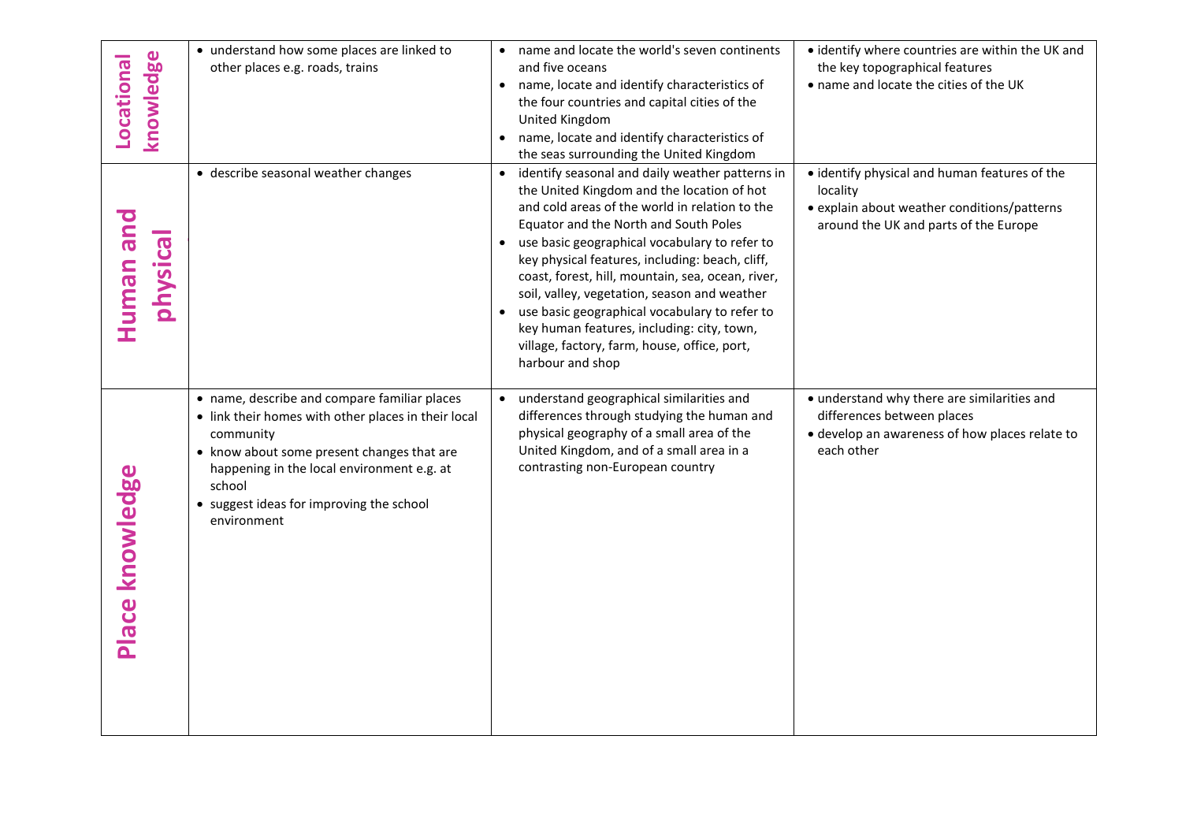| | | | |
|---|---|---|---|
| **Locational knowledge** | • understand how some places are linked to other places e.g. roads, trains | • name and locate the world's seven continents and five oceans<br>• name, locate and identify characteristics of the four countries and capital cities of the United Kingdom<br>• name, locate and identify characteristics of the seas surrounding the United Kingdom | • identify where countries are within the UK and the key topographical features<br>• name and locate the cities of the UK |
| **Human and physical** | • describe seasonal weather changes | • identify seasonal and daily weather patterns in the United Kingdom and the location of hot and cold areas of the world in relation to the Equator and the North and South Poles<br>• use basic geographical vocabulary to refer to key physical features, including: beach, cliff, coast, forest, hill, mountain, sea, ocean, river, soil, valley, vegetation, season and weather<br>• use basic geographical vocabulary to refer to key human features, including: city, town, village, factory, farm, house, office, port, harbour and shop | • identify physical and human features of the locality<br>• explain about weather conditions/patterns around the UK and parts of the Europe |
| **Place knowledge** | • name, describe and compare familiar places<br>• link their homes with other places in their local community<br>• know about some present changes that are happening in the local environment e.g. at school<br>• suggest ideas for improving the school environment | • understand geographical similarities and differences through studying the human and physical geography of a small area of the United Kingdom, and of a small area in a contrasting non-European country | • understand why there are similarities and differences between places<br>• develop an awareness of how places relate to each other |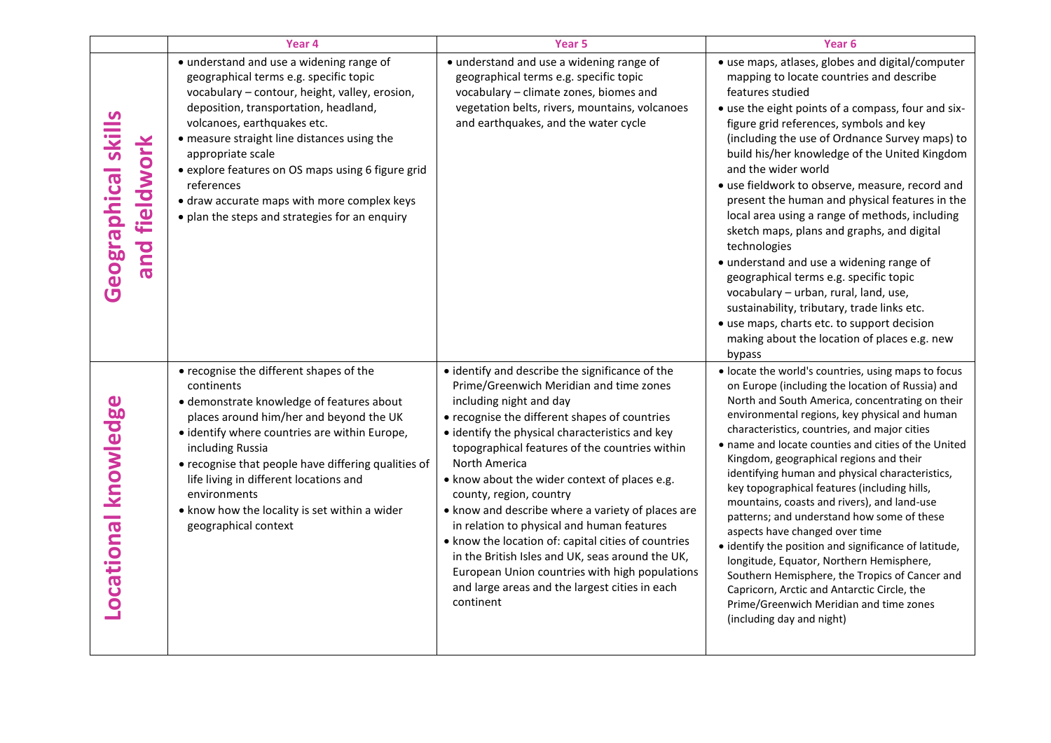| | Year 4 | Year 5 | Year 6 |
|---|---|---|---|
| **Geographical skills and fieldwork** | • understand and use a widening range of geographical terms e.g. specific topic vocabulary – contour, height, valley, erosion, deposition, transportation, headland, volcanoes, earthquakes etc.<br>• measure straight line distances using the appropriate scale<br>• explore features on OS maps using 6 figure grid references<br>• draw accurate maps with more complex keys<br>• plan the steps and strategies for an enquiry | • understand and use a widening range of geographical terms e.g. specific topic vocabulary – climate zones, biomes and vegetation belts, rivers, mountains, volcanoes and earthquakes, and the water cycle | • use maps, atlases, globes and digital/computer mapping to locate countries and describe features studied<br>• use the eight points of a compass, four and six-figure grid references, symbols and key (including the use of Ordnance Survey maps) to build his/her knowledge of the United Kingdom and the wider world<br>• use fieldwork to observe, measure, record and present the human and physical features in the local area using a range of methods, including sketch maps, plans and graphs, and digital technologies<br>• understand and use a widening range of geographical terms e.g. specific topic vocabulary – urban, rural, land, use, sustainability, tributary, trade links etc.<br>• use maps, charts etc. to support decision making about the location of places e.g. new bypass |
| **Locational knowledge** | • recognise the different shapes of the continents<br>• demonstrate knowledge of features about places around him/her and beyond the UK<br>• identify where countries are within Europe, including Russia<br>• recognise that people have differing qualities of life living in different locations and environments<br>• know how the locality is set within a wider geographical context | • identify and describe the significance of the Prime/Greenwich Meridian and time zones including night and day<br>• recognise the different shapes of countries<br>• identify the physical characteristics and key topographical features of the countries within North America<br>• know about the wider context of places e.g. county, region, country<br>• know and describe where a variety of places are in relation to physical and human features<br>• know the location of: capital cities of countries in the British Isles and UK, seas around the UK, European Union countries with high populations and large areas and the largest cities in each continent | • locate the world's countries, using maps to focus on Europe (including the location of Russia) and North and South America, concentrating on their environmental regions, key physical and human characteristics, countries, and major cities<br>• name and locate counties and cities of the United Kingdom, geographical regions and their identifying human and physical characteristics, key topographical features (including hills, mountains, coasts and rivers), and land-use patterns; and understand how some of these aspects have changed over time<br>• identify the position and significance of latitude, longitude, Equator, Northern Hemisphere, Southern Hemisphere, the Tropics of Cancer and Capricorn, Arctic and Antarctic Circle, the Prime/Greenwich Meridian and time zones (including day and night) |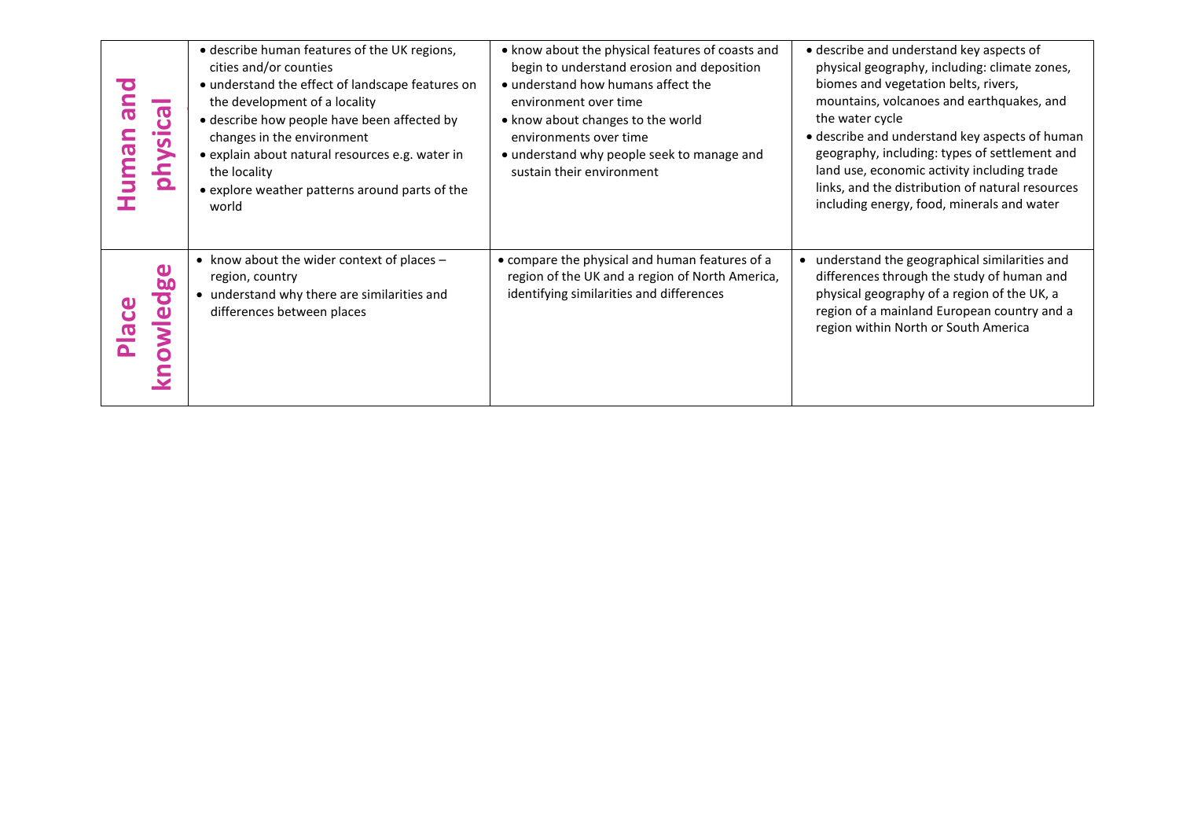| | | | |
|---|---|---|---|
| **Human and physical** | • describe human features of the UK regions, cities and/or counties<br>• understand the effect of landscape features on the development of a locality<br>• describe how people have been affected by changes in the environment<br>• explain about natural resources e.g. water in the locality<br>• explore weather patterns around parts of the world | • know about the physical features of coasts and begin to understand erosion and deposition<br>• understand how humans affect the environment over time<br>• know about changes to the world environments over time<br>• understand why people seek to manage and sustain their environment | • describe and understand key aspects of physical geography, including: climate zones, biomes and vegetation belts, rivers, mountains, volcanoes and earthquakes, and the water cycle<br>• describe and understand key aspects of human geography, including: types of settlement and land use, economic activity including trade links, and the distribution of natural resources including energy, food, minerals and water |
| **Place knowledge** | • know about the wider context of places – region, country<br>• understand why there are similarities and differences between places | • compare the physical and human features of a region of the UK and a region of North America, identifying similarities and differences | • understand the geographical similarities and differences through the study of human and physical geography of a region of the UK, a region of a mainland European country and a region within North or South America |